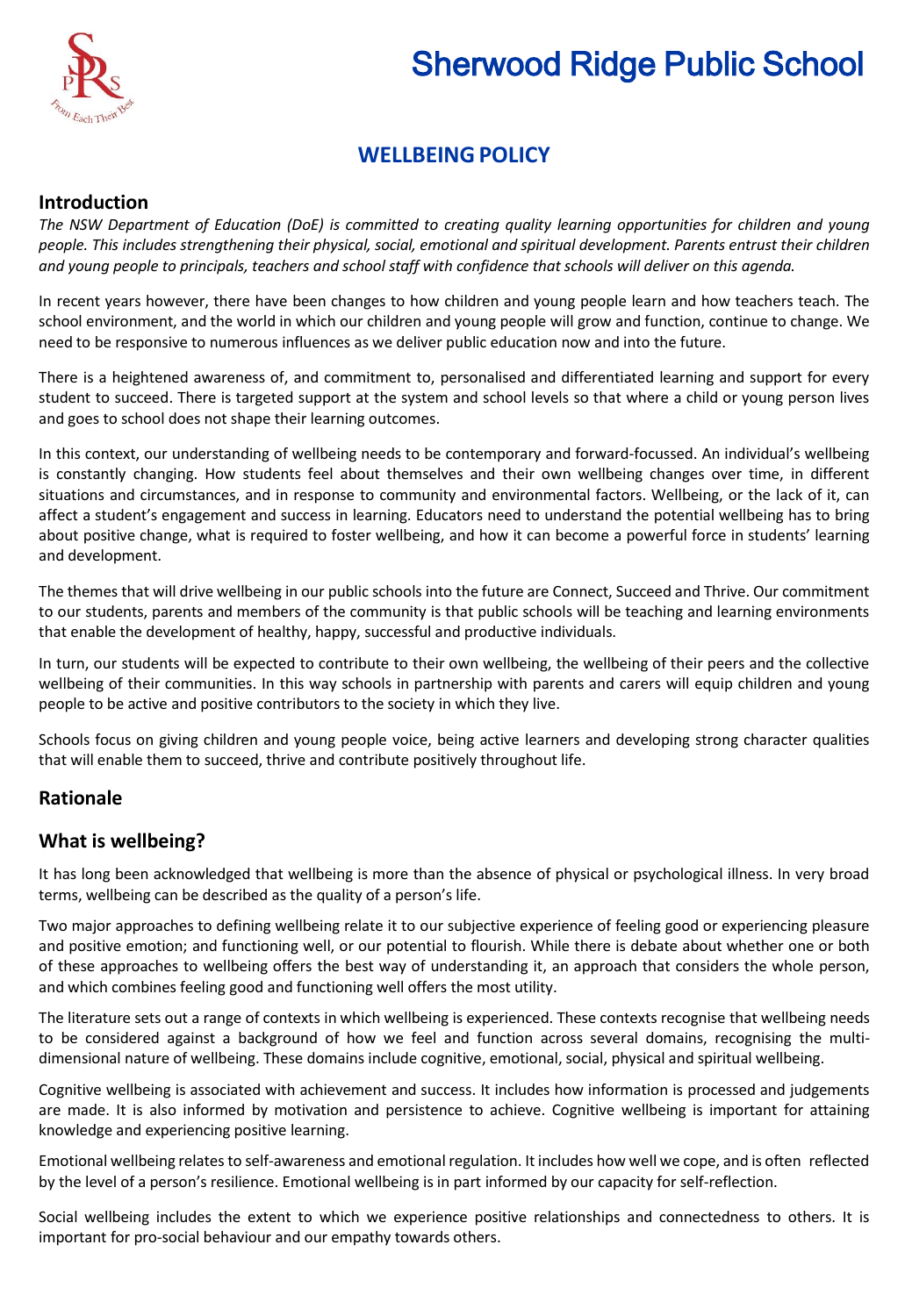# Sherwood Ridge Public School

## WELLBEING POLICY

## Introduction

*The NSW Department of Education (DoE) is committed to creating quality learning opportunities for children and young people. This includes strengthening their physical, social, emotional and spiritual development. Parents entrust their children and young people to principals, teachers and school staff with confidence that schools will deliver on this agenda.*

In recent years however, there have been changes to how children and young people learn and how teachers teach. The school environment, and the world in which our children and young people will grow and function, continue to change. We need to be responsive to numerous influences as we deliver public education now and into the future.

There is a heightened awareness of, and commitment to, personalised and differentiated learning and support for every student to succeed. There is targeted support at the system and school levels so that where a child or young person lives and goes to school does not shape their learning outcomes.

In this context, our understanding of wellbeing needs to be contemporary and forward-focussed. An individual's wellbeing is constantly changing. How students feel about themselves and their own wellbeing changes over time, in different situations and circumstances, and in response to community and environmental factors. Wellbeing, or the lack of it, can affect a student's engagement and success in learning. Educators need to understand the potential wellbeing has to bring about positive change, what is required to foster wellbeing, and how it can become a powerful force in students' learning and development.

The themes that will drive wellbeing in our public schools into the future are Connect, Succeed and Thrive. Our commitment to our students, parents and members of the community is that public schools will be teaching and learning environments that enable the development of healthy, happy, successful and productive individuals.

In turn, our students will be expected to contribute to their own wellbeing, the wellbeing of their peers and the collective wellbeing of their communities. In this way schools in partnership with parents and carers will equip children and young people to be active and positive contributors to the society in which they live.

Schools focus on giving children and young people voice, being active learners and developing strong character qualities that will enable them to succeed, thrive and contribute positively throughout life.

## Rationale

## What is wellbeing?

It has long been acknowledged that wellbeing is more than the absence of physical or psychological illness. In very broad terms, wellbeing can be described as the quality of a person's life.

Two major approaches to defining wellbeing relate it to our subjective experience of feeling good or experiencing pleasure and positive emotion; and functioning well, or our potential to flourish. While there is debate about whether one or both of these approaches to wellbeing offers the best way of understanding it, an approach that considers the whole person, and which combines feeling good and functioning well offers the most utility.

The literature sets out a range of contexts in which wellbeing is experienced. These contexts recognise that wellbeing needs to be considered against a background of how we feel and function across several domains, recognising the multi-dimensional nature of wellbeing. These domains include cognitive, emotional, social, physical and spiritual wellbeing.

Cognitive wellbeing is associated with achievement and success. It includes how information is processed and judgements are made. It is also informed by motivation and persistence to achieve. Cognitive wellbeing is important for attaining knowledge and experiencing positive learning.

Emotional wellbeing relates to self-awareness and emotional regulation. It includes how well we cope, and is often reflected by the level of a person's resilience. Emotional wellbeing is in part informed by our capacity for self-reflection.

Social wellbeing includes the extent to which we experience positive relationships and connectedness to others. It is important for pro-social behaviour and our empathy towards others.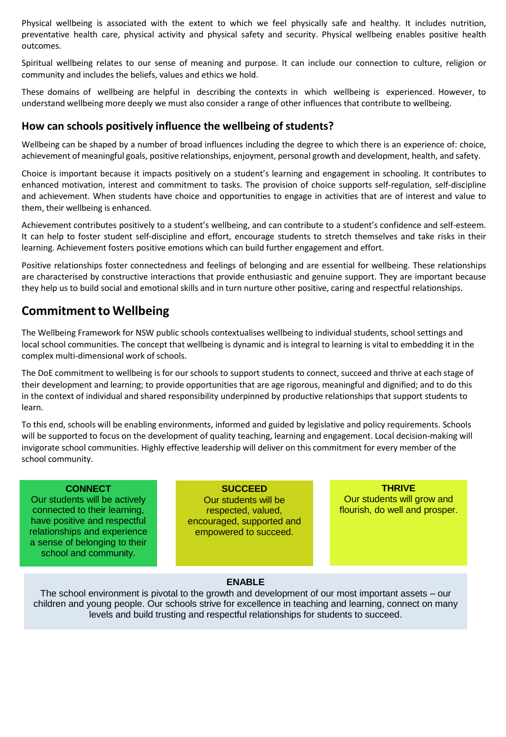Physical wellbeing is associated with the extent to which we feel physically safe and healthy. It includes nutrition, preventative health care, physical activity and physical safety and security. Physical wellbeing enables positive health outcomes.

Spiritual wellbeing relates to our sense of meaning and purpose. It can include our connection to culture, religion or community and includes the beliefs, values and ethics we hold.

These domains of wellbeing are helpful in describing the contexts in which wellbeing is experienced. However, to understand wellbeing more deeply we must also consider a range of other influences that contribute to wellbeing.

### How can schools positively influence the wellbeing of students?

Wellbeing can be shaped by a number of broad influences including the degree to which there is an experience of: choice, achievement of meaningful goals, positive relationships, enjoyment, personal growth and development, health, and safety.

Choice is important because it impacts positively on a student's learning and engagement in schooling. It contributes to enhanced motivation, interest and commitment to tasks. The provision of choice supports self-regulation, self-discipline and achievement. When students have choice and opportunities to engage in activities that are of interest and value to them, their wellbeing is enhanced.

Achievement contributes positively to a student's wellbeing, and can contribute to a student's confidence and self-esteem. It can help to foster student self-discipline and effort, encourage students to stretch themselves and take risks in their learning. Achievement fosters positive emotions which can build further engagement and effort.

Positive relationships foster connectedness and feelings of belonging and are essential for wellbeing. These relationships are characterised by constructive interactions that provide enthusiastic and genuine support. They are important because they help us to build social and emotional skills and in turn nurture other positive, caring and respectful relationships.

## Commitment to Wellbeing

The Wellbeing Framework for NSW public schools contextualises wellbeing to individual students, school settings and local school communities. The concept that wellbeing is dynamic and is integral to learning is vital to embedding it in the complex multi-dimensional work of schools.

The DoE commitment to wellbeing is for our schools to support students to connect, succeed and thrive at each stage of their development and learning; to provide opportunities that are age rigorous, meaningful and dignified; and to do this in the context of individual and shared responsibility underpinned by productive relationships that support students to learn.

To this end, schools will be enabling environments, informed and guided by legislative and policy requirements. Schools will be supported to focus on the development of quality teaching, learning and engagement. Local decision-making will invigorate school communities. Highly effective leadership will deliver on this commitment for every member of the school community.

**CONNECT**
Our students will be actively connected to their learning, have positive and respectful relationships and experience a sense of belonging to their school and community.

**SUCCEED**
Our students will be respected, valued, encouraged, supported and empowered to succeed.

**THRIVE**
Our students will grow and flourish, do well and prosper.

**ENABLE**
The school environment is pivotal to the growth and development of our most important assets – our children and young people. Our schools strive for excellence in teaching and learning, connect on many levels and build trusting and respectful relationships for students to succeed.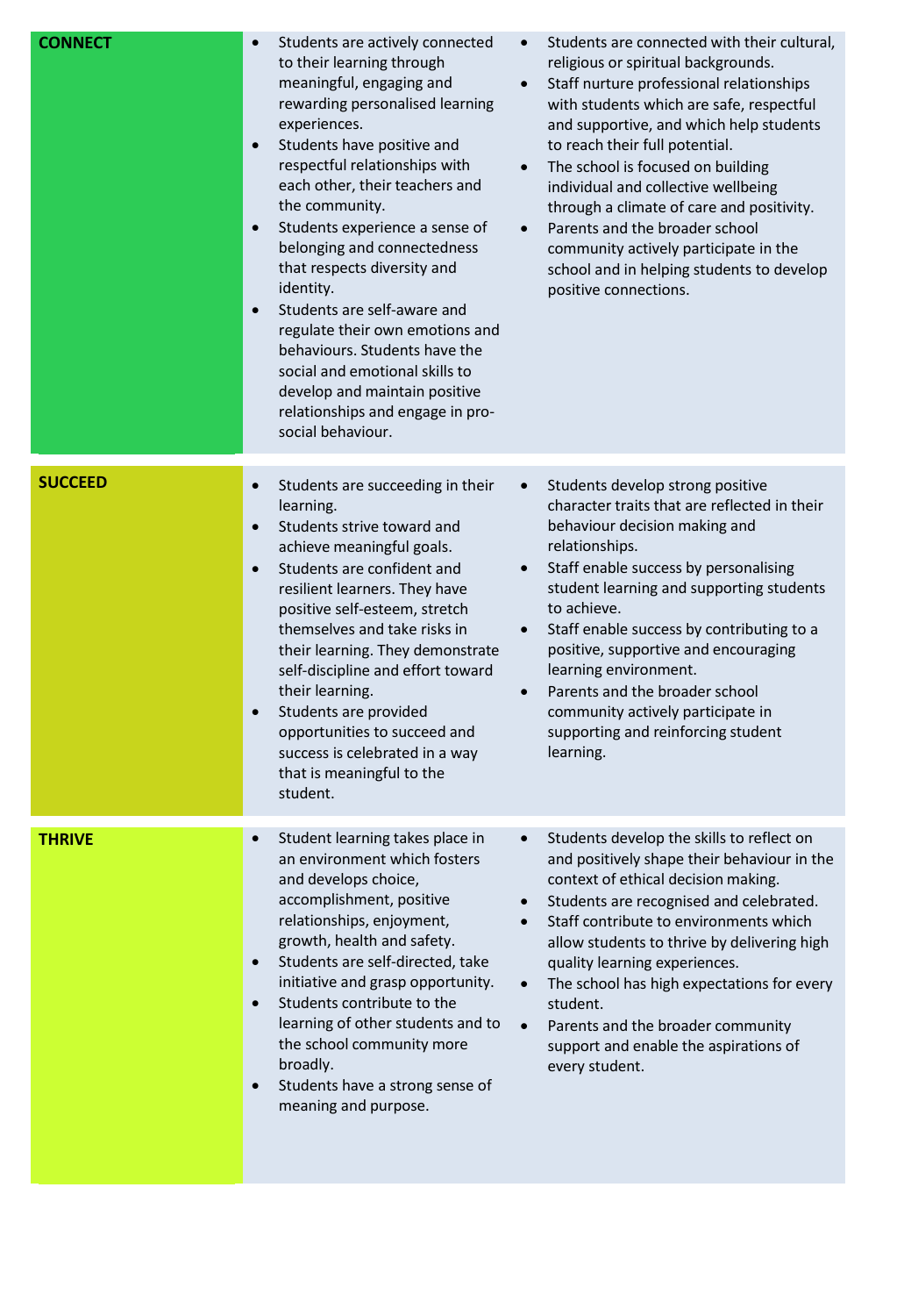| | | |
|---|---|---|
| **CONNECT** | • Students are actively connected to their learning through meaningful, engaging and rewarding personalised learning experiences.<br>• Students have positive and respectful relationships with each other, their teachers and the community.<br>• Students experience a sense of belonging and connectedness that respects diversity and identity.<br>• Students are self-aware and regulate their own emotions and behaviours. Students have the social and emotional skills to develop and maintain positive relationships and engage in pro-social behaviour. | • Students are connected with their cultural, religious or spiritual backgrounds.<br>• Staff nurture professional relationships with students which are safe, respectful and supportive, and which help students to reach their full potential.<br>• The school is focused on building individual and collective wellbeing through a climate of care and positivity.<br>• Parents and the broader school community actively participate in the school and in helping students to develop positive connections. |
| **SUCCEED** | • Students are succeeding in their learning.<br>• Students strive toward and achieve meaningful goals.<br>• Students are confident and resilient learners. They have positive self-esteem, stretch themselves and take risks in their learning. They demonstrate self-discipline and effort toward their learning.<br>• Students are provided opportunities to succeed and success is celebrated in a way that is meaningful to the student. | • Students develop strong positive character traits that are reflected in their behaviour decision making and relationships.<br>• Staff enable success by personalising student learning and supporting students to achieve.<br>• Staff enable success by contributing to a positive, supportive and encouraging learning environment.<br>• Parents and the broader school community actively participate in supporting and reinforcing student learning. |
| **THRIVE** | • Student learning takes place in an environment which fosters and develops choice, accomplishment, positive relationships, enjoyment, growth, health and safety.<br>• Students are self-directed, take initiative and grasp opportunity.<br>• Students contribute to the learning of other students and to the school community more broadly.<br>• Students have a strong sense of meaning and purpose. | • Students develop the skills to reflect on and positively shape their behaviour in the context of ethical decision making.<br>• Students are recognised and celebrated.<br>• Staff contribute to environments which allow students to thrive by delivering high quality learning experiences.<br>• The school has high expectations for every student.<br>• Parents and the broader community support and enable the aspirations of every student. |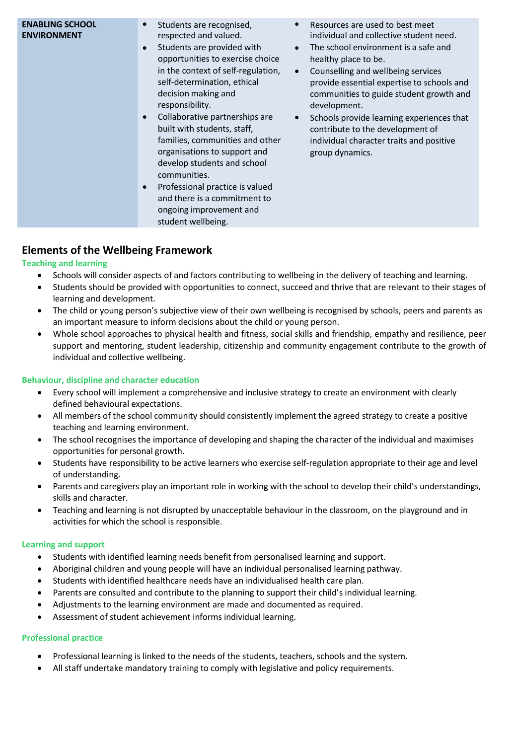| ENABLING SCHOOL ENVIRONMENT | • Students are recognised, respected and valued.<br>• Students are provided with opportunities to exercise choice in the context of self-regulation, self-determination, ethical decision making and responsibility.<br>• Collaborative partnerships are built with students, staff, families, communities and other organisations to support and develop students and school communities.<br>• Professional practice is valued and there is a commitment to ongoing improvement and student wellbeing. | • Resources are used to best meet individual and collective student need.<br>• The school environment is a safe and healthy place to be.<br>• Counselling and wellbeing services provide essential expertise to schools and communities to guide student growth and development.<br>• Schools provide learning experiences that contribute to the development of individual character traits and positive group dynamics. |
|---|---|---|

## Elements of the Wellbeing Framework

### Teaching and learning

- Schools will consider aspects of and factors contributing to wellbeing in the delivery of teaching and learning.
- Students should be provided with opportunities to connect, succeed and thrive that are relevant to their stages of learning and development.
- The child or young person's subjective view of their own wellbeing is recognised by schools, peers and parents as an important measure to inform decisions about the child or young person.
- Whole school approaches to physical health and fitness, social skills and friendship, empathy and resilience, peer support and mentoring, student leadership, citizenship and community engagement contribute to the growth of individual and collective wellbeing.

### Behaviour, discipline and character education

- Every school will implement a comprehensive and inclusive strategy to create an environment with clearly defined behavioural expectations.
- All members of the school community should consistently implement the agreed strategy to create a positive teaching and learning environment.
- The school recognises the importance of developing and shaping the character of the individual and maximises opportunities for personal growth.
- Students have responsibility to be active learners who exercise self-regulation appropriate to their age and level of understanding.
- Parents and caregivers play an important role in working with the school to develop their child's understandings, skills and character.
- Teaching and learning is not disrupted by unacceptable behaviour in the classroom, on the playground and in activities for which the school is responsible.

### Learning and support

- Students with identified learning needs benefit from personalised learning and support.
- Aboriginal children and young people will have an individual personalised learning pathway.
- Students with identified healthcare needs have an individualised health care plan.
- Parents are consulted and contribute to the planning to support their child's individual learning.
- Adjustments to the learning environment are made and documented as required.
- Assessment of student achievement informs individual learning.

### Professional practice

- Professional learning is linked to the needs of the students, teachers, schools and the system.
- All staff undertake mandatory training to comply with legislative and policy requirements.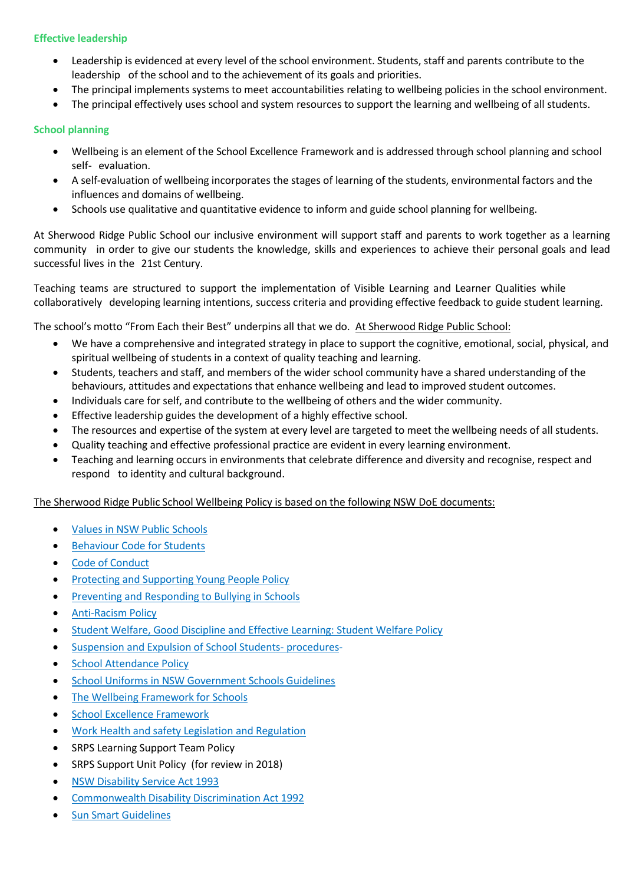### Effective leadership

- Leadership is evidenced at every level of the school environment. Students, staff and parents contribute to the leadership of the school and to the achievement of its goals and priorities.
- The principal implements systems to meet accountabilities relating to wellbeing policies in the school environment.
- The principal effectively uses school and system resources to support the learning and wellbeing of all students.

### School planning

- Wellbeing is an element of the School Excellence Framework and is addressed through school planning and school self- evaluation.
- A self-evaluation of wellbeing incorporates the stages of learning of the students, environmental factors and the influences and domains of wellbeing.
- Schools use qualitative and quantitative evidence to inform and guide school planning for wellbeing.

At Sherwood Ridge Public School our inclusive environment will support staff and parents to work together as a learning community in order to give our students the knowledge, skills and experiences to achieve their personal goals and lead successful lives in the 21st Century.

Teaching teams are structured to support the implementation of Visible Learning and Learner Qualities while collaboratively developing learning intentions, success criteria and providing effective feedback to guide student learning.

The school's motto "From Each their Best" underpins all that we do. At Sherwood Ridge Public School:

- We have a comprehensive and integrated strategy in place to support the cognitive, emotional, social, physical, and spiritual wellbeing of students in a context of quality teaching and learning.
- Students, teachers and staff, and members of the wider school community have a shared understanding of the behaviours, attitudes and expectations that enhance wellbeing and lead to improved student outcomes.
- Individuals care for self, and contribute to the wellbeing of others and the wider community.
- Effective leadership guides the development of a highly effective school.
- The resources and expertise of the system at every level are targeted to meet the wellbeing needs of all students.
- Quality teaching and effective professional practice are evident in every learning environment.
- Teaching and learning occurs in environments that celebrate difference and diversity and recognise, respect and respond to identity and cultural background.

The Sherwood Ridge Public School Wellbeing Policy is based on the following NSW DoE documents:

- Values in NSW Public Schools
- Behaviour Code for Students
- Code of Conduct
- Protecting and Supporting Young People Policy
- Preventing and Responding to Bullying in Schools
- Anti-Racism Policy
- Student Welfare, Good Discipline and Effective Learning: Student Welfare Policy
- Suspension and Expulsion of School Students- procedures-
- School Attendance Policy
- School Uniforms in NSW Government Schools Guidelines
- The Wellbeing Framework for Schools
- School Excellence Framework
- Work Health and safety Legislation and Regulation
- SRPS Learning Support Team Policy
- SRPS Support Unit Policy (for review in 2018)
- NSW Disability Service Act 1993
- Commonwealth Disability Discrimination Act 1992
- Sun Smart Guidelines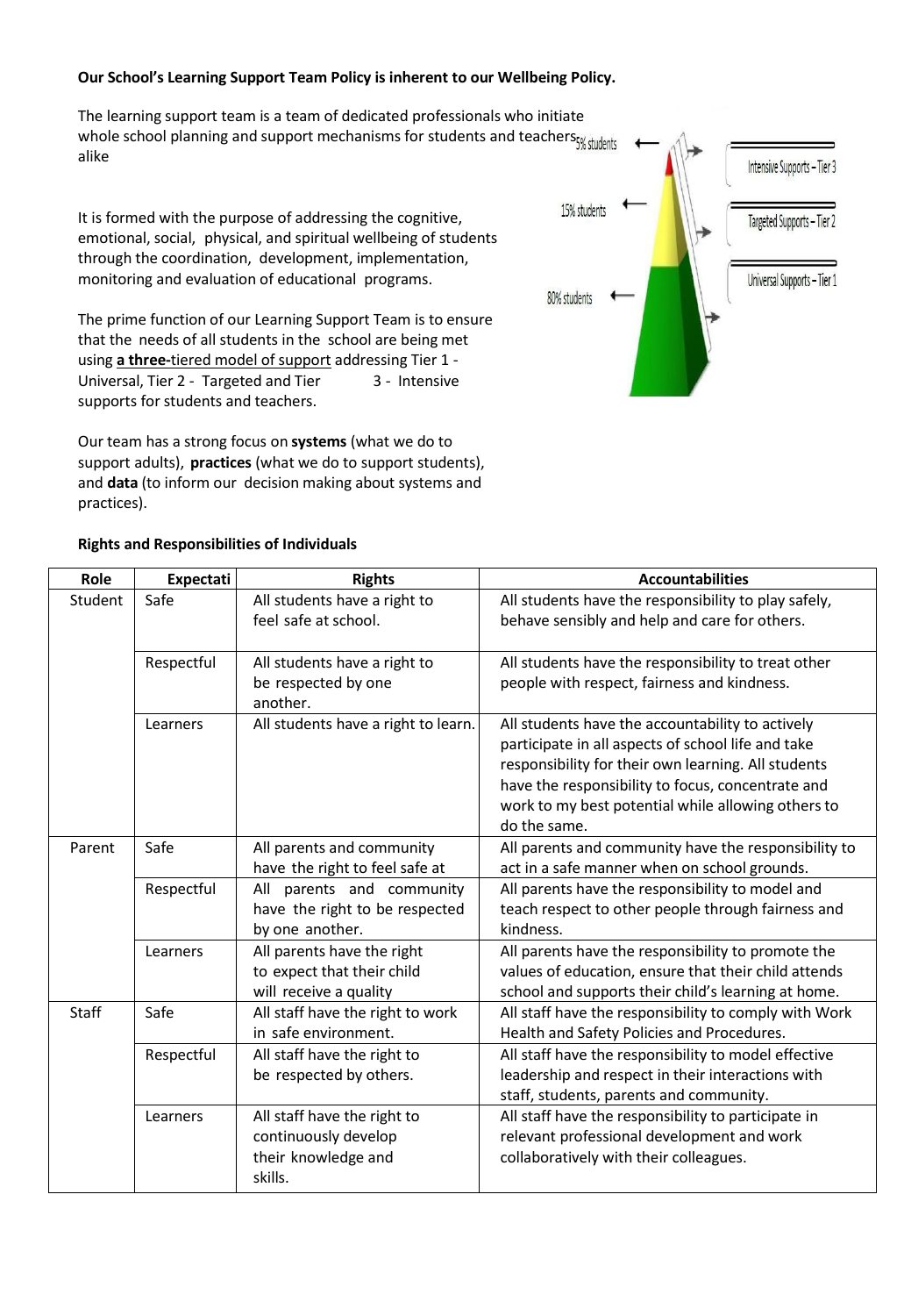**Our School's Learning Support Team Policy is inherent to our Wellbeing Policy.**

The learning support team is a team of dedicated professionals who initiate whole school planning and support mechanisms for students and teachers alike

5% students — Intensive Supports – Tier 3

15% students — Targeted Supports – Tier 2

80% students — Universal Supports – Tier 1

It is formed with the purpose of addressing the cognitive, emotional, social, physical, and spiritual wellbeing of students through the coordination, development, implementation, monitoring and evaluation of educational programs.

The prime function of our Learning Support Team is to ensure that the needs of all students in the school are being met using **a three-**tiered model of support addressing Tier 1 - Universal, Tier 2 - Targeted and Tier 3 - Intensive supports for students and teachers.

Our team has a strong focus on **systems** (what we do to support adults), **practices** (what we do to support students), and **data** (to inform our decision making about systems and practices).

**Rights and Responsibilities of Individuals**

| Role | Expectati | Rights | Accountabilities |
|---|---|---|---|
| Student | Safe | All students have a right to feel safe at school. | All students have the responsibility to play safely, behave sensibly and help and care for others. |
| | Respectful | All students have a right to be respected by one another. | All students have the responsibility to treat other people with respect, fairness and kindness. |
| | Learners | All students have a right to learn. | All students have the accountability to actively participate in all aspects of school life and take responsibility for their own learning. All students have the responsibility to focus, concentrate and work to my best potential while allowing others to do the same. |
| Parent | Safe | All parents and community have the right to feel safe at | All parents and community have the responsibility to act in a safe manner when on school grounds. |
| | Respectful | All parents and community have the right to be respected by one another. | All parents have the responsibility to model and teach respect to other people through fairness and kindness. |
| | Learners | All parents have the right to expect that their child will receive a quality | All parents have the responsibility to promote the values of education, ensure that their child attends school and supports their child's learning at home. |
| Staff | Safe | All staff have the right to work in safe environment. | All staff have the responsibility to comply with Work Health and Safety Policies and Procedures. |
| | Respectful | All staff have the right to be respected by others. | All staff have the responsibility to model effective leadership and respect in their interactions with staff, students, parents and community. |
| | Learners | All staff have the right to continuously develop their knowledge and skills. | All staff have the responsibility to participate in relevant professional development and work collaboratively with their colleagues. |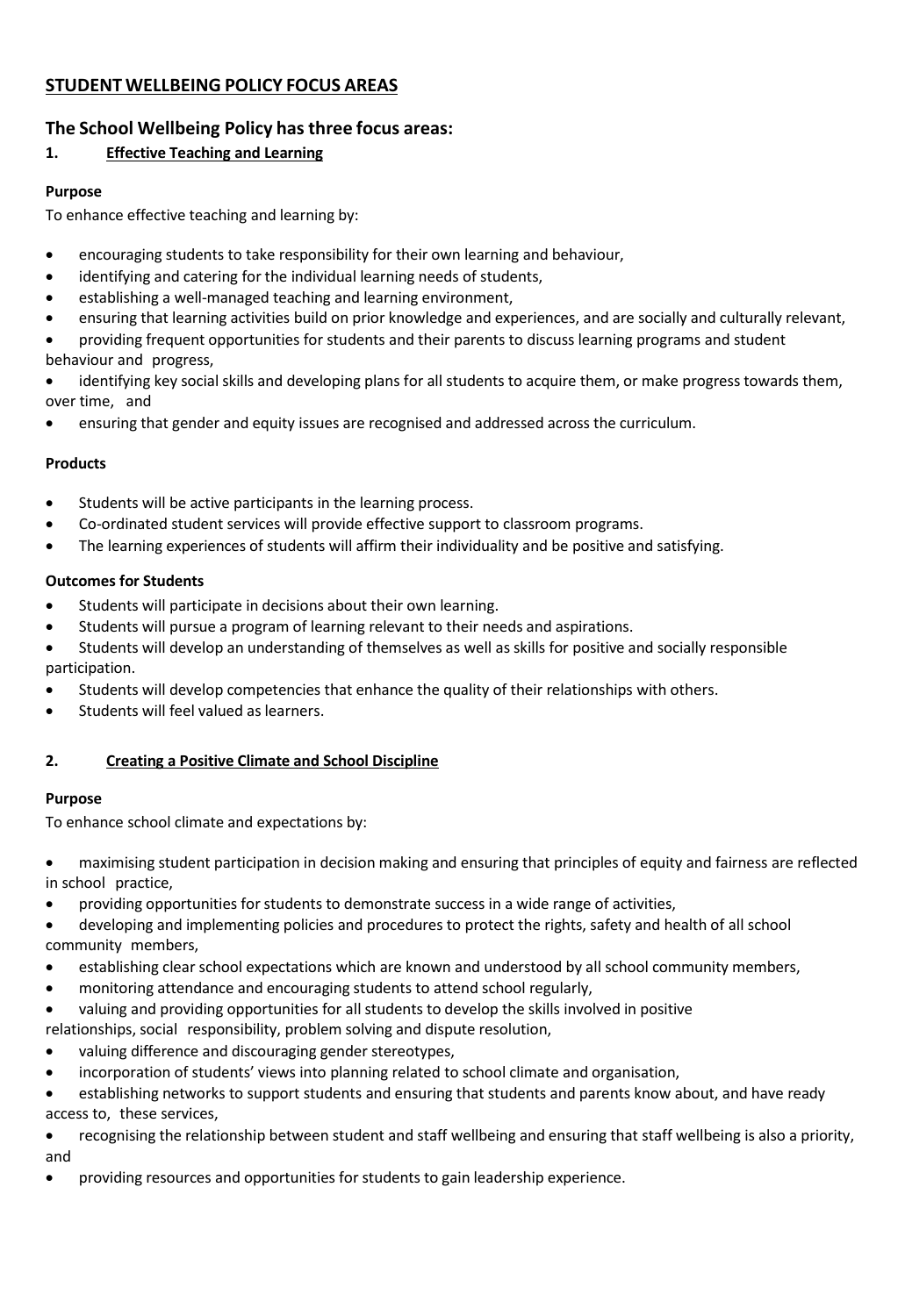## STUDENT WELLBEING POLICY FOCUS AREAS

### The School Wellbeing Policy has three focus areas:

#### 1. Effective Teaching and Learning

**Purpose**

To enhance effective teaching and learning by:

- encouraging students to take responsibility for their own learning and behaviour,
- identifying and catering for the individual learning needs of students,
- establishing a well-managed teaching and learning environment,
- ensuring that learning activities build on prior knowledge and experiences, and are socially and culturally relevant,
- providing frequent opportunities for students and their parents to discuss learning programs and student behaviour and progress,
- identifying key social skills and developing plans for all students to acquire them, or make progress towards them, over time, and
- ensuring that gender and equity issues are recognised and addressed across the curriculum.

**Products**

- Students will be active participants in the learning process.
- Co-ordinated student services will provide effective support to classroom programs.
- The learning experiences of students will affirm their individuality and be positive and satisfying.

**Outcomes for Students**

- Students will participate in decisions about their own learning.
- Students will pursue a program of learning relevant to their needs and aspirations.
- Students will develop an understanding of themselves as well as skills for positive and socially responsible participation.
- Students will develop competencies that enhance the quality of their relationships with others.
- Students will feel valued as learners.

#### 2. Creating a Positive Climate and School Discipline

**Purpose**

To enhance school climate and expectations by:

- maximising student participation in decision making and ensuring that principles of equity and fairness are reflected in school practice,
- providing opportunities for students to demonstrate success in a wide range of activities,
- developing and implementing policies and procedures to protect the rights, safety and health of all school community members,
- establishing clear school expectations which are known and understood by all school community members,
- monitoring attendance and encouraging students to attend school regularly,
- valuing and providing opportunities for all students to develop the skills involved in positive relationships, social responsibility, problem solving and dispute resolution,
- valuing difference and discouraging gender stereotypes,
- incorporation of students' views into planning related to school climate and organisation,
- establishing networks to support students and ensuring that students and parents know about, and have ready access to, these services,
- recognising the relationship between student and staff wellbeing and ensuring that staff wellbeing is also a priority, and
- providing resources and opportunities for students to gain leadership experience.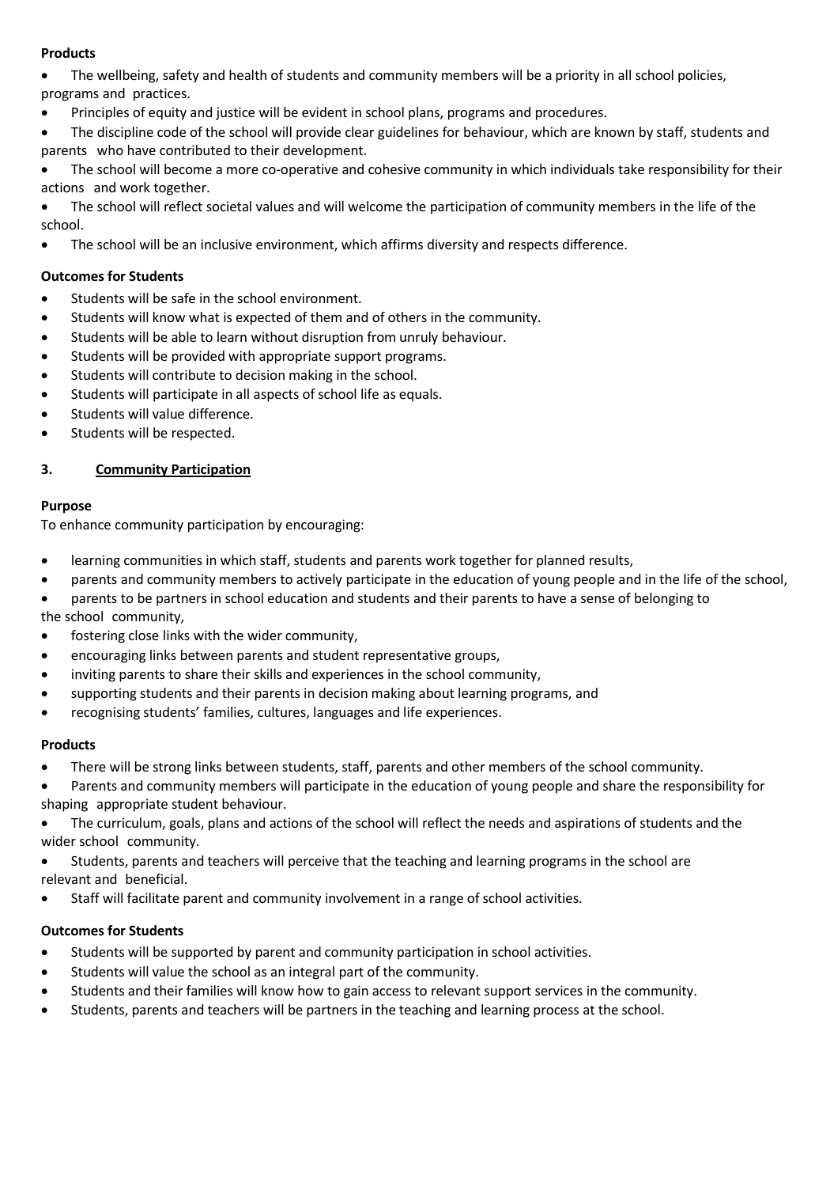**Products**

- The wellbeing, safety and health of students and community members will be a priority in all school policies, programs and practices.
- Principles of equity and justice will be evident in school plans, programs and procedures.
- The discipline code of the school will provide clear guidelines for behaviour, which are known by staff, students and parents who have contributed to their development.
- The school will become a more co-operative and cohesive community in which individuals take responsibility for their actions and work together.
- The school will reflect societal values and will welcome the participation of community members in the life of the school.
- The school will be an inclusive environment, which affirms diversity and respects difference.

**Outcomes for Students**

- Students will be safe in the school environment.
- Students will know what is expected of them and of others in the community.
- Students will be able to learn without disruption from unruly behaviour.
- Students will be provided with appropriate support programs.
- Students will contribute to decision making in the school.
- Students will participate in all aspects of school life as equals.
- Students will value difference.
- Students will be respected.

### 3. <u>Community Participation</u>

**Purpose**

To enhance community participation by encouraging:

- learning communities in which staff, students and parents work together for planned results,
- parents and community members to actively participate in the education of young people and in the life of the school,
- parents to be partners in school education and students and their parents to have a sense of belonging to the school community,
- fostering close links with the wider community,
- encouraging links between parents and student representative groups,
- inviting parents to share their skills and experiences in the school community,
- supporting students and their parents in decision making about learning programs, and
- recognising students' families, cultures, languages and life experiences.

**Products**

- There will be strong links between students, staff, parents and other members of the school community.
- Parents and community members will participate in the education of young people and share the responsibility for shaping appropriate student behaviour.
- The curriculum, goals, plans and actions of the school will reflect the needs and aspirations of students and the wider school community.
- Students, parents and teachers will perceive that the teaching and learning programs in the school are relevant and beneficial.
- Staff will facilitate parent and community involvement in a range of school activities.

**Outcomes for Students**

- Students will be supported by parent and community participation in school activities.
- Students will value the school as an integral part of the community.
- Students and their families will know how to gain access to relevant support services in the community.
- Students, parents and teachers will be partners in the teaching and learning process at the school.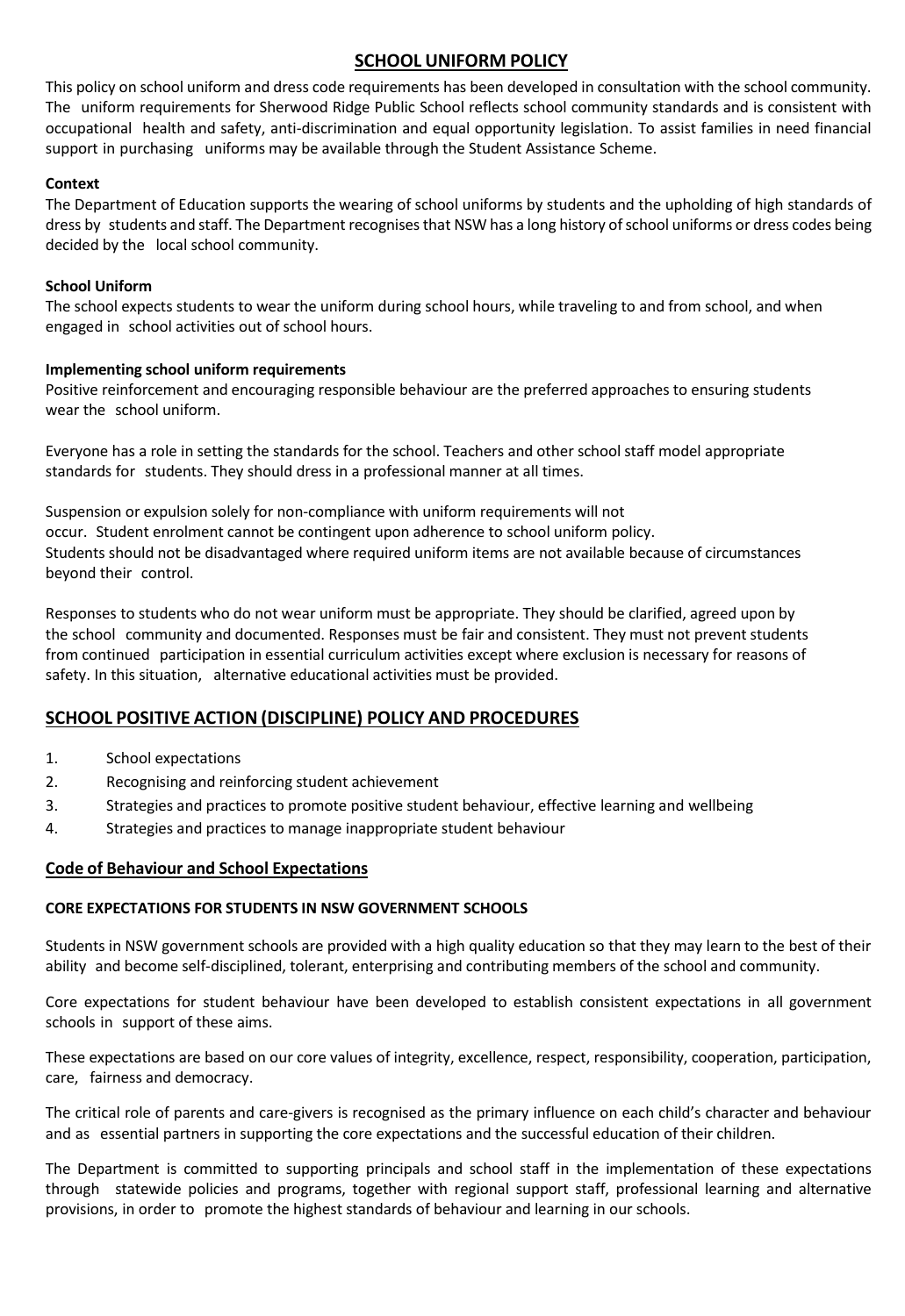## SCHOOL UNIFORM POLICY

This policy on school uniform and dress code requirements has been developed in consultation with the school community. The uniform requirements for Sherwood Ridge Public School reflects school community standards and is consistent with occupational health and safety, anti-discrimination and equal opportunity legislation. To assist families in need financial support in purchasing uniforms may be available through the Student Assistance Scheme.

**Context**

The Department of Education supports the wearing of school uniforms by students and the upholding of high standards of dress by students and staff. The Department recognises that NSW has a long history of school uniforms or dress codes being decided by the local school community.

**School Uniform**

The school expects students to wear the uniform during school hours, while traveling to and from school, and when engaged in school activities out of school hours.

**Implementing school uniform requirements**

Positive reinforcement and encouraging responsible behaviour are the preferred approaches to ensuring students wear the school uniform.

Everyone has a role in setting the standards for the school. Teachers and other school staff model appropriate standards for students. They should dress in a professional manner at all times.

Suspension or expulsion solely for non-compliance with uniform requirements will not occur. Student enrolment cannot be contingent upon adherence to school uniform policy. Students should not be disadvantaged where required uniform items are not available because of circumstances beyond their control.

Responses to students who do not wear uniform must be appropriate. They should be clarified, agreed upon by the school community and documented. Responses must be fair and consistent. They must not prevent students from continued participation in essential curriculum activities except where exclusion is necessary for reasons of safety. In this situation, alternative educational activities must be provided.

## SCHOOL POSITIVE ACTION (DISCIPLINE) POLICY AND PROCEDURES

1. School expectations
2. Recognising and reinforcing student achievement
3. Strategies and practices to promote positive student behaviour, effective learning and wellbeing
4. Strategies and practices to manage inappropriate student behaviour

### Code of Behaviour and School Expectations

**CORE EXPECTATIONS FOR STUDENTS IN NSW GOVERNMENT SCHOOLS**

Students in NSW government schools are provided with a high quality education so that they may learn to the best of their ability and become self-disciplined, tolerant, enterprising and contributing members of the school and community.

Core expectations for student behaviour have been developed to establish consistent expectations in all government schools in support of these aims.

These expectations are based on our core values of integrity, excellence, respect, responsibility, cooperation, participation, care, fairness and democracy.

The critical role of parents and care-givers is recognised as the primary influence on each child's character and behaviour and as essential partners in supporting the core expectations and the successful education of their children.

The Department is committed to supporting principals and school staff in the implementation of these expectations through statewide policies and programs, together with regional support staff, professional learning and alternative provisions, in order to promote the highest standards of behaviour and learning in our schools.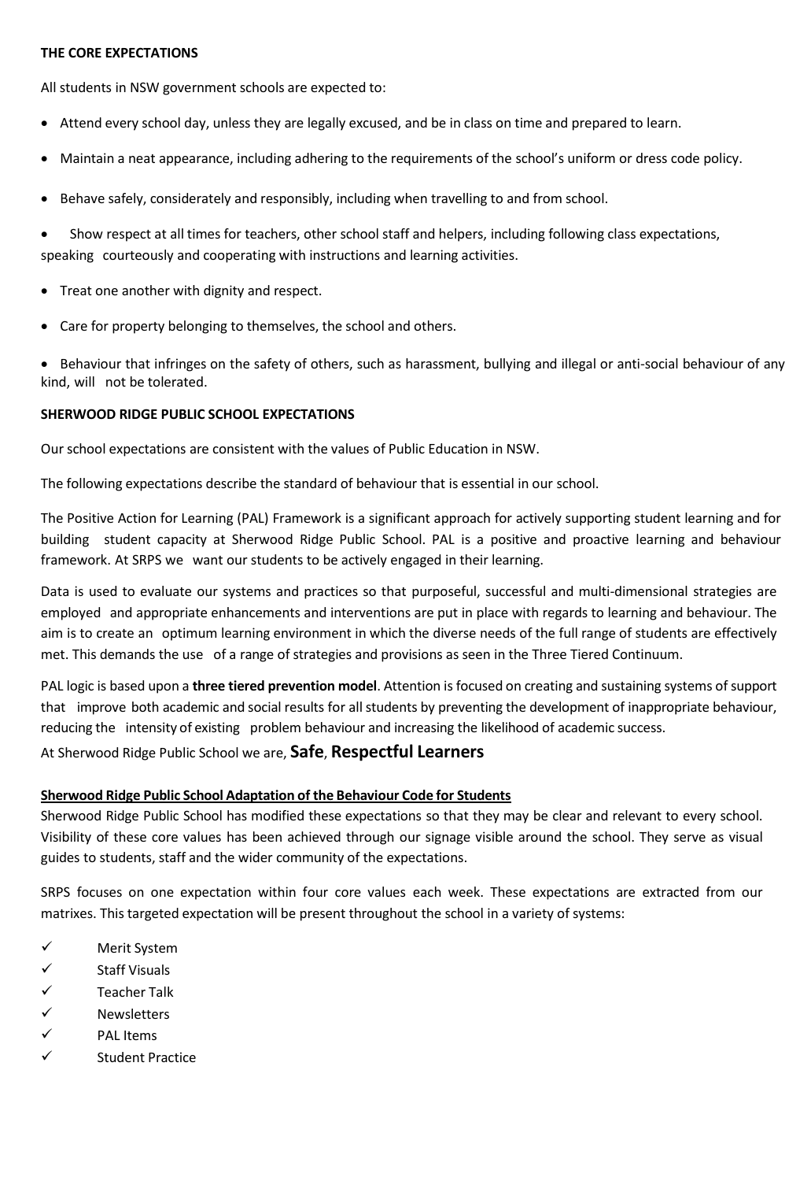**THE CORE EXPECTATIONS**

All students in NSW government schools are expected to:

- Attend every school day, unless they are legally excused, and be in class on time and prepared to learn.
- Maintain a neat appearance, including adhering to the requirements of the school's uniform or dress code policy.
- Behave safely, considerately and responsibly, including when travelling to and from school.
- Show respect at all times for teachers, other school staff and helpers, including following class expectations, speaking courteously and cooperating with instructions and learning activities.
- Treat one another with dignity and respect.
- Care for property belonging to themselves, the school and others.
- Behaviour that infringes on the safety of others, such as harassment, bullying and illegal or anti-social behaviour of any kind, will not be tolerated.

**SHERWOOD RIDGE PUBLIC SCHOOL EXPECTATIONS**

Our school expectations are consistent with the values of Public Education in NSW.

The following expectations describe the standard of behaviour that is essential in our school.

The Positive Action for Learning (PAL) Framework is a significant approach for actively supporting student learning and for building student capacity at Sherwood Ridge Public School. PAL is a positive and proactive learning and behaviour framework. At SRPS we want our students to be actively engaged in their learning.

Data is used to evaluate our systems and practices so that purposeful, successful and multi-dimensional strategies are employed and appropriate enhancements and interventions are put in place with regards to learning and behaviour. The aim is to create an optimum learning environment in which the diverse needs of the full range of students are effectively met. This demands the use of a range of strategies and provisions as seen in the Three Tiered Continuum.

PAL logic is based upon a **three tiered prevention model**. Attention is focused on creating and sustaining systems of support that improve both academic and social results for all students by preventing the development of inappropriate behaviour, reducing the intensity of existing problem behaviour and increasing the likelihood of academic success.

At Sherwood Ridge Public School we are, **Safe**, **Respectful Learners**

**Sherwood Ridge Public School Adaptation of the Behaviour Code for Students**

Sherwood Ridge Public School has modified these expectations so that they may be clear and relevant to every school. Visibility of these core values has been achieved through our signage visible around the school. They serve as visual guides to students, staff and the wider community of the expectations.

SRPS focuses on one expectation within four core values each week. These expectations are extracted from our matrixes. This targeted expectation will be present throughout the school in a variety of systems:

- ✓ Merit System
- ✓ Staff Visuals
- ✓ Teacher Talk
- ✓ Newsletters
- ✓ PAL Items
- ✓ Student Practice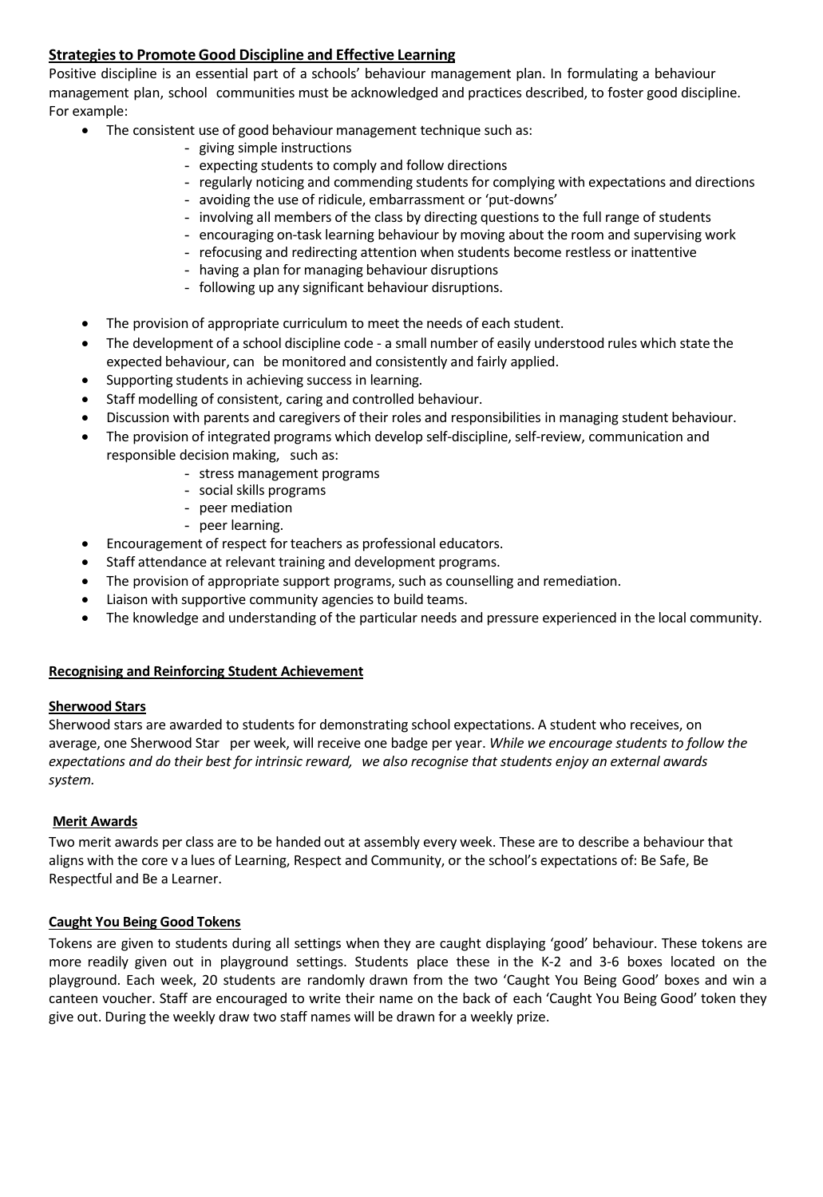## Strategies to Promote Good Discipline and Effective Learning

Positive discipline is an essential part of a schools' behaviour management plan. In formulating a behaviour management plan, school communities must be acknowledged and practices described, to foster good discipline. For example:

- The consistent use of good behaviour management technique such as:
  - giving simple instructions
  - expecting students to comply and follow directions
  - regularly noticing and commending students for complying with expectations and directions
  - avoiding the use of ridicule, embarrassment or 'put-downs'
  - involving all members of the class by directing questions to the full range of students
  - encouraging on-task learning behaviour by moving about the room and supervising work
  - refocusing and redirecting attention when students become restless or inattentive
  - having a plan for managing behaviour disruptions
  - following up any significant behaviour disruptions.
- The provision of appropriate curriculum to meet the needs of each student.
- The development of a school discipline code - a small number of easily understood rules which state the expected behaviour, can be monitored and consistently and fairly applied.
- Supporting students in achieving success in learning.
- Staff modelling of consistent, caring and controlled behaviour.
- Discussion with parents and caregivers of their roles and responsibilities in managing student behaviour.
- The provision of integrated programs which develop self-discipline, self-review, communication and responsible decision making, such as:
  - stress management programs
  - social skills programs
  - peer mediation
  - peer learning.
- Encouragement of respect for teachers as professional educators.
- Staff attendance at relevant training and development programs.
- The provision of appropriate support programs, such as counselling and remediation.
- Liaison with supportive community agencies to build teams.
- The knowledge and understanding of the particular needs and pressure experienced in the local community.

## Recognising and Reinforcing Student Achievement

### Sherwood Stars

Sherwood stars are awarded to students for demonstrating school expectations. A student who receives, on average, one Sherwood Star per week, will receive one badge per year. *While we encourage students to follow the expectations and do their best for intrinsic reward, we also recognise that students enjoy an external awards system.*

### Merit Awards

Two merit awards per class are to be handed out at assembly every week. These are to describe a behaviour that aligns with the core values of Learning, Respect and Community, or the school's expectations of: Be Safe, Be Respectful and Be a Learner.

### Caught You Being Good Tokens

Tokens are given to students during all settings when they are caught displaying 'good' behaviour. These tokens are more readily given out in playground settings. Students place these in the K-2 and 3-6 boxes located on the playground. Each week, 20 students are randomly drawn from the two 'Caught You Being Good' boxes and win a canteen voucher. Staff are encouraged to write their name on the back of each 'Caught You Being Good' token they give out. During the weekly draw two staff names will be drawn for a weekly prize.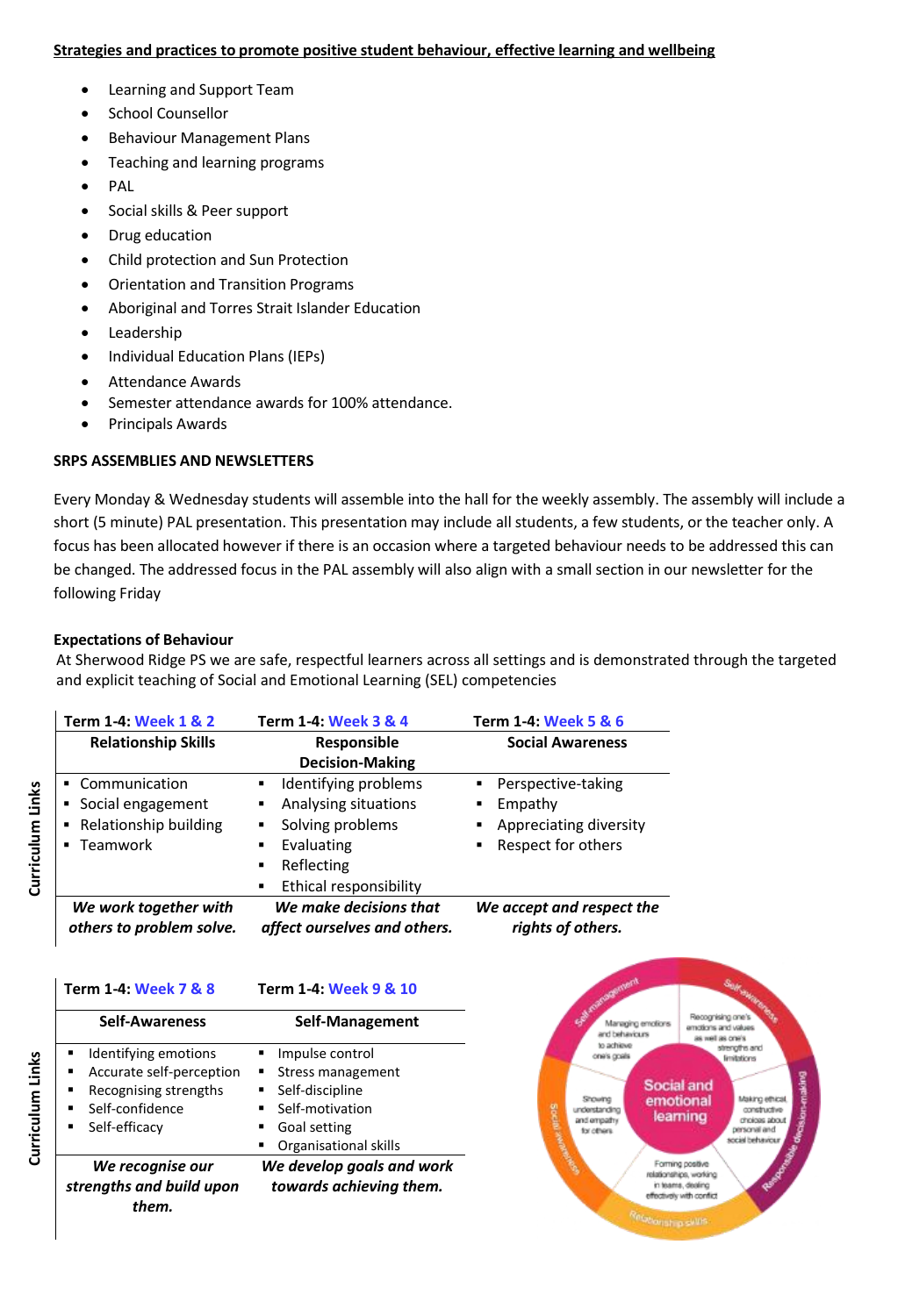**<u>Strategies and practices to promote positive student behaviour, effective learning and wellbeing</u>**

- Learning and Support Team
- School Counsellor
- Behaviour Management Plans
- Teaching and learning programs
- PAL
- Social skills & Peer support
- Drug education
- Child protection and Sun Protection
- Orientation and Transition Programs
- Aboriginal and Torres Strait Islander Education
- Leadership
- Individual Education Plans (IEPs)
- Attendance Awards
- Semester attendance awards for 100% attendance.
- Principals Awards

**SRPS ASSEMBLIES AND NEWSLETTERS**

Every Monday & Wednesday students will assemble into the hall for the weekly assembly. The assembly will include a short (5 minute) PAL presentation. This presentation may include all students, a few students, or the teacher only. A focus has been allocated however if there is an occasion where a targeted behaviour needs to be addressed this can be changed. The addressed focus in the PAL assembly will also align with a small section in our newsletter for the following Friday

**Expectations of Behaviour**

At Sherwood Ridge PS we are safe, respectful learners across all settings and is demonstrated through the targeted and explicit teaching of Social and Emotional Learning (SEL) competencies

**Curriculum Links**

| Term 1-4: Week 1 & 2 | Term 1-4: Week 3 & 4 | Term 1-4: Week 5 & 6 |
|---|---|---|
| **Relationship Skills** | **Responsible Decision-Making** | **Social Awareness** |
| ▪ Communication<br>▪ Social engagement<br>▪ Relationship building<br>▪ Teamwork | ▪ Identifying problems<br>▪ Analysing situations<br>▪ Solving problems<br>▪ Evaluating<br>▪ Reflecting<br>▪ Ethical responsibility | ▪ Perspective-taking<br>▪ Empathy<br>▪ Appreciating diversity<br>▪ Respect for others |
| ***We work together with others to problem solve.*** | ***We make decisions that affect ourselves and others.*** | ***We accept and respect the rights of others.*** |

**Curriculum Links**

| Term 1-4: Week 7 & 8 | Term 1-4: Week 9 & 10 |
|---|---|
| **Self-Awareness** | **Self-Management** |
| ▪ Identifying emotions<br>▪ Accurate self-perception<br>▪ Recognising strengths<br>▪ Self-confidence<br>▪ Self-efficacy | ▪ Impulse control<br>▪ Stress management<br>▪ Self-discipline<br>▪ Self-motivation<br>▪ Goal setting<br>▪ Organisational skills |
| ***We recognise our strengths and build upon them.*** | ***We develop goals and work towards achieving them.*** |

Social and emotional learning

- Self-management: Managing emotions and behaviours to achieve one's goals
- Self-awareness: Recognising one's emotions and values as well as one's strengths and limitations
- Responsible decision-making: Making ethical, constructive choices about personal and social behaviour
- Relationship skills: Forming positive relationships, working in teams, dealing effectively with conflict
- Social awareness: Showing understanding and empathy for others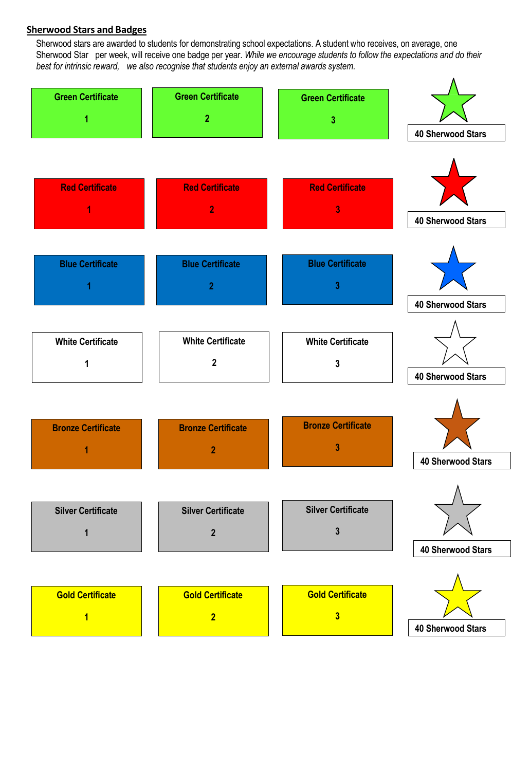## Sherwood Stars and Badges

Sherwood stars are awarded to students for demonstrating school expectations. A student who receives, on average, one Sherwood Star per week, will receive one badge per year. *While we encourage students to follow the expectations and do their best for intrinsic reward, we also recognise that students enjoy an external awards system.*

| | | | |
|---|---|---|---|
| Green Certificate 1 | Green Certificate 2 | Green Certificate 3 | 40 Sherwood Stars |
| Red Certificate 1 | Red Certificate 2 | Red Certificate 3 | 40 Sherwood Stars |
| Blue Certificate 1 | Blue Certificate 2 | Blue Certificate 3 | 40 Sherwood Stars |
| White Certificate 1 | White Certificate 2 | White Certificate 3 | 40 Sherwood Stars |
| Bronze Certificate 1 | Bronze Certificate 2 | Bronze Certificate 3 | 40 Sherwood Stars |
| Silver Certificate 1 | Silver Certificate 2 | Silver Certificate 3 | 40 Sherwood Stars |
| Gold Certificate 1 | Gold Certificate 2 | Gold Certificate 3 | 40 Sherwood Stars |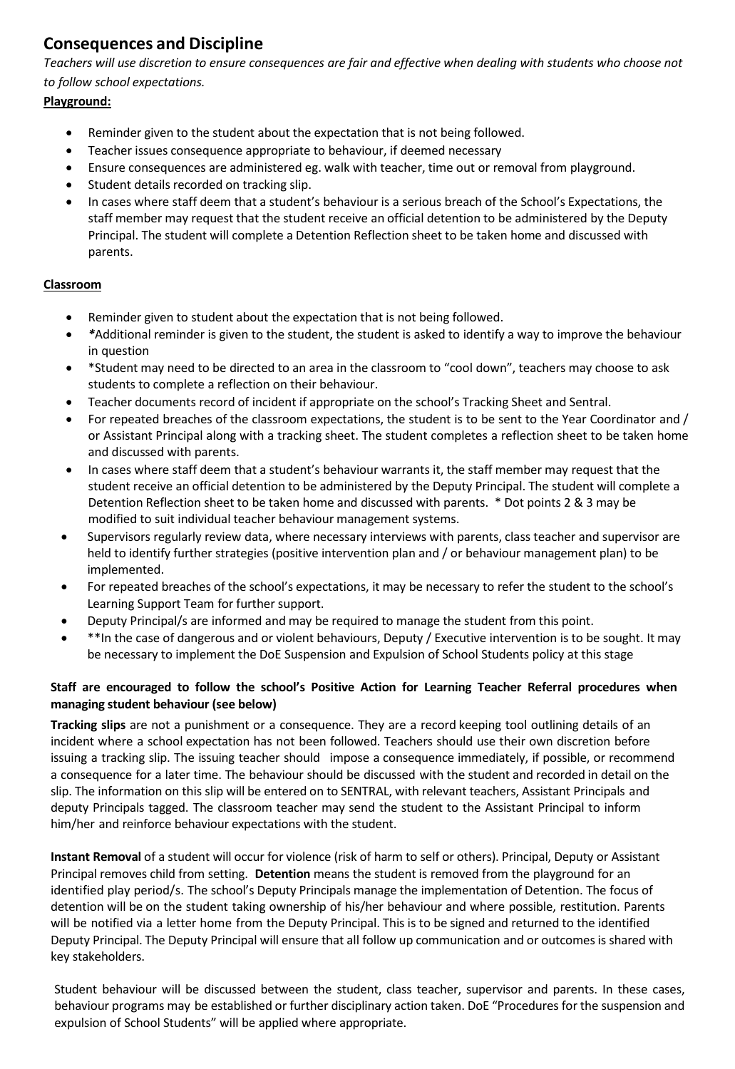## Consequences and Discipline

*Teachers will use discretion to ensure consequences are fair and effective when dealing with students who choose not to follow school expectations.*

**Playground:**

- Reminder given to the student about the expectation that is not being followed.
- Teacher issues consequence appropriate to behaviour, if deemed necessary
- Ensure consequences are administered eg. walk with teacher, time out or removal from playground.
- Student details recorded on tracking slip.
- In cases where staff deem that a student's behaviour is a serious breach of the School's Expectations, the staff member may request that the student receive an official detention to be administered by the Deputy Principal. The student will complete a Detention Reflection sheet to be taken home and discussed with parents.

**Classroom**

- Reminder given to student about the expectation that is not being followed.
- *Additional reminder is given to the student, the student is asked to identify a way to improve the behaviour in question
- *Student may need to be directed to an area in the classroom to "cool down", teachers may choose to ask students to complete a reflection on their behaviour.
- Teacher documents record of incident if appropriate on the school's Tracking Sheet and Sentral.
- For repeated breaches of the classroom expectations, the student is to be sent to the Year Coordinator and / or Assistant Principal along with a tracking sheet. The student completes a reflection sheet to be taken home and discussed with parents.
- In cases where staff deem that a student's behaviour warrants it, the staff member may request that the student receive an official detention to be administered by the Deputy Principal. The student will complete a Detention Reflection sheet to be taken home and discussed with parents. * Dot points 2 & 3 may be modified to suit individual teacher behaviour management systems.
- Supervisors regularly review data, where necessary interviews with parents, class teacher and supervisor are held to identify further strategies (positive intervention plan and / or behaviour management plan) to be implemented.
- For repeated breaches of the school's expectations, it may be necessary to refer the student to the school's Learning Support Team for further support.
- Deputy Principal/s are informed and may be required to manage the student from this point.
- **In the case of dangerous and or violent behaviours, Deputy / Executive intervention is to be sought. It may be necessary to implement the DoE Suspension and Expulsion of School Students policy at this stage

**Staff are encouraged to follow the school's Positive Action for Learning Teacher Referral procedures when managing student behaviour (see below)**

**Tracking slips** are not a punishment or a consequence. They are a record keeping tool outlining details of an incident where a school expectation has not been followed. Teachers should use their own discretion before issuing a tracking slip. The issuing teacher should impose a consequence immediately, if possible, or recommend a consequence for a later time. The behaviour should be discussed with the student and recorded in detail on the slip. The information on this slip will be entered on to SENTRAL, with relevant teachers, Assistant Principals and deputy Principals tagged. The classroom teacher may send the student to the Assistant Principal to inform him/her and reinforce behaviour expectations with the student.

**Instant Removal** of a student will occur for violence (risk of harm to self or others). Principal, Deputy or Assistant Principal removes child from setting. **Detention** means the student is removed from the playground for an identified play period/s. The school's Deputy Principals manage the implementation of Detention. The focus of detention will be on the student taking ownership of his/her behaviour and where possible, restitution. Parents will be notified via a letter home from the Deputy Principal. This is to be signed and returned to the identified Deputy Principal. The Deputy Principal will ensure that all follow up communication and or outcomes is shared with key stakeholders.

Student behaviour will be discussed between the student, class teacher, supervisor and parents. In these cases, behaviour programs may be established or further disciplinary action taken. DoE "Procedures for the suspension and expulsion of School Students" will be applied where appropriate.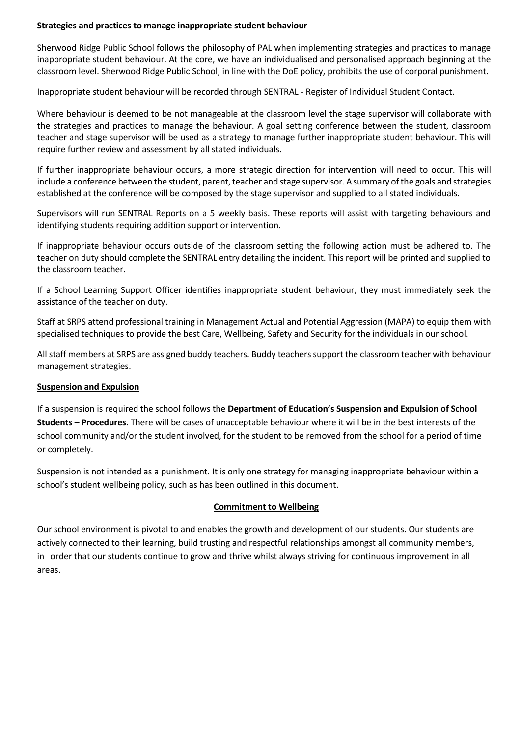**Strategies and practices to manage inappropriate student behaviour**

Sherwood Ridge Public School follows the philosophy of PAL when implementing strategies and practices to manage inappropriate student behaviour. At the core, we have an individualised and personalised approach beginning at the classroom level. Sherwood Ridge Public School, in line with the DoE policy, prohibits the use of corporal punishment.

Inappropriate student behaviour will be recorded through SENTRAL - Register of Individual Student Contact.

Where behaviour is deemed to be not manageable at the classroom level the stage supervisor will collaborate with the strategies and practices to manage the behaviour. A goal setting conference between the student, classroom teacher and stage supervisor will be used as a strategy to manage further inappropriate student behaviour. This will require further review and assessment by all stated individuals.

If further inappropriate behaviour occurs, a more strategic direction for intervention will need to occur. This will include a conference between the student, parent, teacher and stage supervisor. A summary of the goals and strategies established at the conference will be composed by the stage supervisor and supplied to all stated individuals.

Supervisors will run SENTRAL Reports on a 5 weekly basis. These reports will assist with targeting behaviours and identifying students requiring addition support or intervention.

If inappropriate behaviour occurs outside of the classroom setting the following action must be adhered to. The teacher on duty should complete the SENTRAL entry detailing the incident. This report will be printed and supplied to the classroom teacher.

If a School Learning Support Officer identifies inappropriate student behaviour, they must immediately seek the assistance of the teacher on duty.

Staff at SRPS attend professional training in Management Actual and Potential Aggression (MAPA) to equip them with specialised techniques to provide the best Care, Wellbeing, Safety and Security for the individuals in our school.

All staff members at SRPS are assigned buddy teachers. Buddy teachers support the classroom teacher with behaviour management strategies.

**Suspension and Expulsion**

If a suspension is required the school follows the **Department of Education's Suspension and Expulsion of School Students – Procedures**. There will be cases of unacceptable behaviour where it will be in the best interests of the school community and/or the student involved, for the student to be removed from the school for a period of time or completely.

Suspension is not intended as a punishment. It is only one strategy for managing inappropriate behaviour within a school's student wellbeing policy, such as has been outlined in this document.

**Commitment to Wellbeing**

Our school environment is pivotal to and enables the growth and development of our students. Our students are actively connected to their learning, build trusting and respectful relationships amongst all community members, in order that our students continue to grow and thrive whilst always striving for continuous improvement in all areas.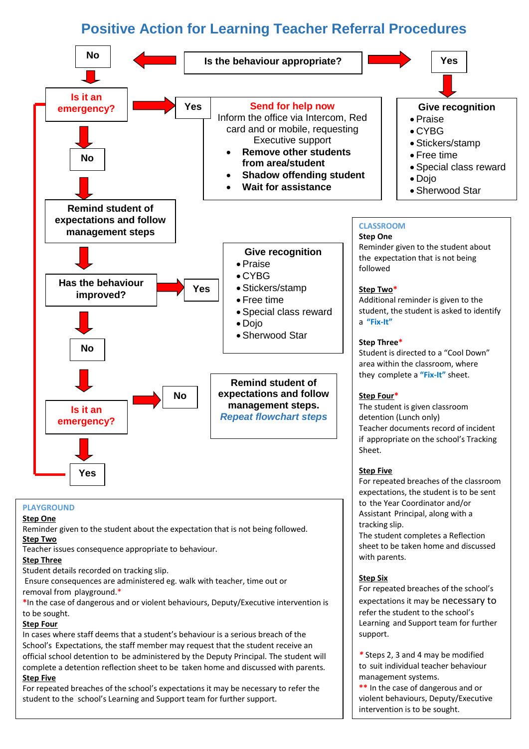# Positive Action for Learning Teacher Referral Procedures

**Is the behaviour appropriate?**

**Yes** → **Give recognition**
- Praise
- CYBG
- Stickers/stamp
- Free time
- Special class reward
- Dojo
- Sherwood Star

**No** → **Is it an emergency?**

**Yes** → **Send for help now**
Inform the office via Intercom, Red card and or mobile, requesting Executive support
- **Remove other students from area/student**
- **Shadow offending student**
- **Wait for assistance**

**No** → **Remind student of expectations and follow management steps**

**Has the behaviour improved?**

**Yes** → **Give recognition**
- Praise
- CYBG
- Stickers/stamp
- Free time
- Special class reward
- Dojo
- Sherwood Star

**No** → **Is it an emergency?**

**No** → **Remind student of expectations and follow management steps.** ***Repeat flowchart steps***

**Yes** → (return to "Send for help now")

## CLASSROOM

**Step One**
Reminder given to the student about the expectation that is not being followed

**Step Two***
Additional reminder is given to the student, the student is asked to identify a **"Fix-It"**

**Step Three***
Student is directed to a "Cool Down" area within the classroom, where they complete a **"Fix-It"** sheet.

**Step Four***
The student is given classroom detention (Lunch only)
Teacher documents record of incident if appropriate on the school's Tracking Sheet.

**Step Five**
For repeated breaches of the classroom expectations, the student is to be sent to the Year Coordinator and/or Assistant Principal, along with a tracking slip.
The student completes a Reflection sheet to be taken home and discussed with parents.

**Step Six**
For repeated breaches of the school's expectations it may be necessary to refer the student to the school's Learning and Support team for further support.

\* Steps 2, 3 and 4 may be modified to suit individual teacher behaviour management systems.
** In the case of dangerous and or violent behaviours, Deputy/Executive intervention is to be sought.

## PLAYGROUND

**Step One**
Reminder given to the student about the expectation that is not being followed.

**Step Two**
Teacher issues consequence appropriate to behaviour.

**Step Three**
Student details recorded on tracking slip.
Ensure consequences are administered eg. walk with teacher, time out or removal from playground.*
*In the case of dangerous and or violent behaviours, Deputy/Executive intervention is to be sought.

**Step Four**
In cases where staff deems that a student's behaviour is a serious breach of the School's Expectations, the staff member may request that the student receive an official school detention to be administered by the Deputy Principal. The student will complete a detention reflection sheet to be taken home and discussed with parents.

**Step Five**
For repeated breaches of the school's expectations it may be necessary to refer the student to the school's Learning and Support team for further support.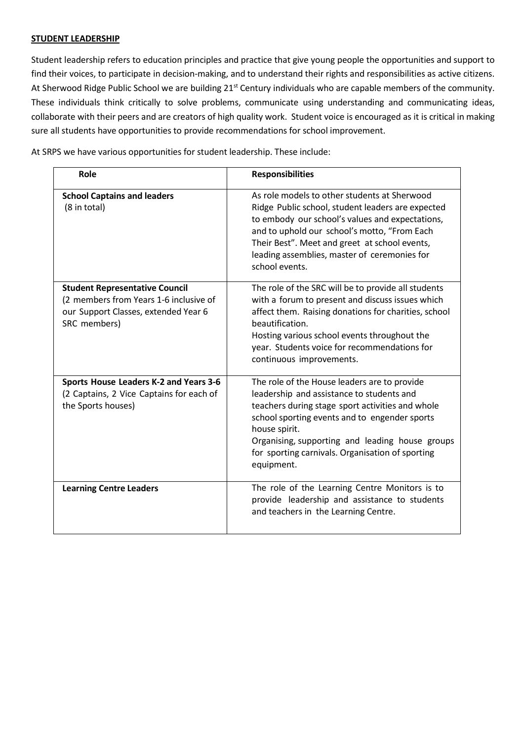**STUDENT LEADERSHIP**

Student leadership refers to education principles and practice that give young people the opportunities and support to find their voices, to participate in decision-making, and to understand their rights and responsibilities as active citizens. At Sherwood Ridge Public School we are building 21st Century individuals who are capable members of the community. These individuals think critically to solve problems, communicate using understanding and communicating ideas, collaborate with their peers and are creators of high quality work. Student voice is encouraged as it is critical in making sure all students have opportunities to provide recommendations for school improvement.

At SRPS we have various opportunities for student leadership. These include:

| Role | Responsibilities |
|---|---|
| **School Captains and leaders** (8 in total) | As role models to other students at Sherwood Ridge Public school, student leaders are expected to embody our school's values and expectations, and to uphold our school's motto, "From Each Their Best". Meet and greet at school events, leading assemblies, master of ceremonies for school events. |
| **Student Representative Council** (2 members from Years 1-6 inclusive of our Support Classes, extended Year 6 SRC members) | The role of the SRC will be to provide all students with a forum to present and discuss issues which affect them. Raising donations for charities, school beautification. Hosting various school events throughout the year. Students voice for recommendations for continuous improvements. |
| **Sports House Leaders K-2 and Years 3-6** (2 Captains, 2 Vice Captains for each of the Sports houses) | The role of the House leaders are to provide leadership and assistance to students and teachers during stage sport activities and whole school sporting events and to engender sports house spirit. Organising, supporting and leading house groups for sporting carnivals. Organisation of sporting equipment. |
| **Learning Centre Leaders** | The role of the Learning Centre Monitors is to provide leadership and assistance to students and teachers in the Learning Centre. |